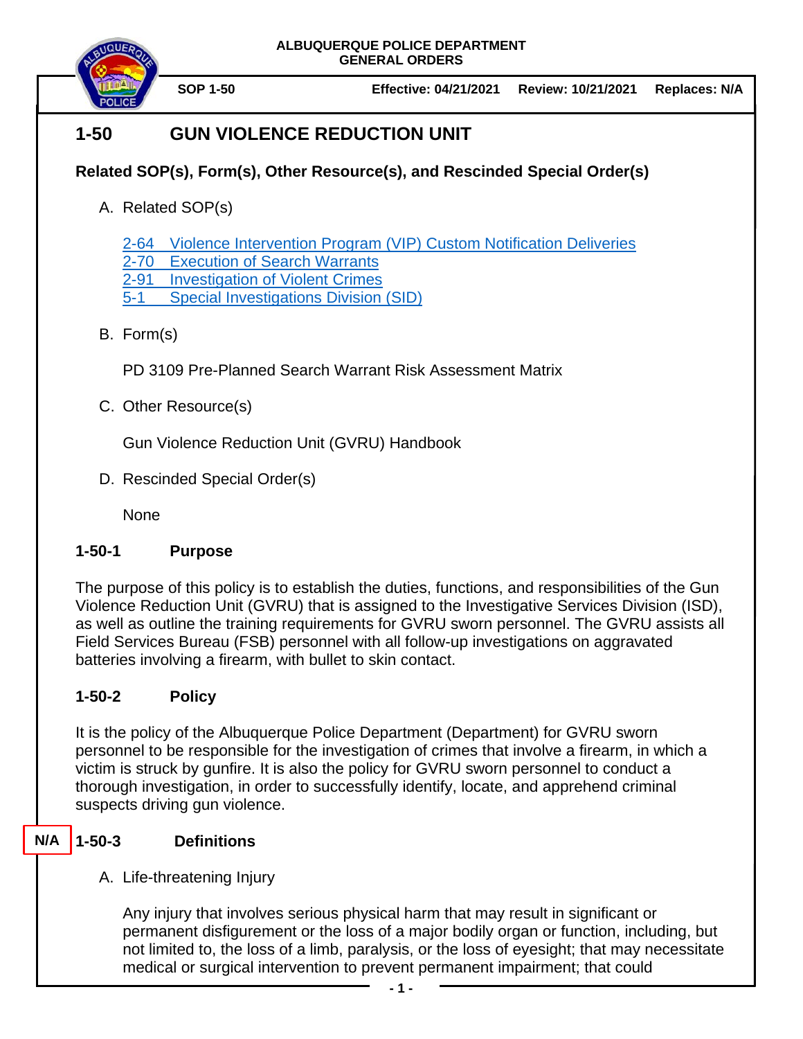ALBUQUERQUE POLICE DEPARTMENT
GENERAL ORDERS

SOP 1-50 | Effective: 04/21/2021 | Review: 10/21/2021 | Replaces: N/A

# 1-50 GUN VIOLENCE REDUCTION UNIT

**Related SOP(s), Form(s), Other Resource(s), and Rescinded Special Order(s)**

A. Related SOP(s)

2-64 Violence Intervention Program (VIP) Custom Notification Deliveries
2-70 Execution of Search Warrants
2-91 Investigation of Violent Crimes
5-1 Special Investigations Division (SID)

B. Form(s)

PD 3109 Pre-Planned Search Warrant Risk Assessment Matrix

C. Other Resource(s)

Gun Violence Reduction Unit (GVRU) Handbook

D. Rescinded Special Order(s)

None

## 1-50-1 Purpose

The purpose of this policy is to establish the duties, functions, and responsibilities of the Gun Violence Reduction Unit (GVRU) that is assigned to the Investigative Services Division (ISD), as well as outline the training requirements for GVRU sworn personnel. The GVRU assists all Field Services Bureau (FSB) personnel with all follow-up investigations on aggravated batteries involving a firearm, with bullet to skin contact.

## 1-50-2 Policy

It is the policy of the Albuquerque Police Department (Department) for GVRU sworn personnel to be responsible for the investigation of crimes that involve a firearm, in which a victim is struck by gunfire. It is also the policy for GVRU sworn personnel to conduct a thorough investigation, in order to successfully identify, locate, and apprehend criminal suspects driving gun violence.

## N/A 1-50-3 Definitions

A. Life-threatening Injury

Any injury that involves serious physical harm that may result in significant or permanent disfigurement or the loss of a major bodily organ or function, including, but not limited to, the loss of a limb, paralysis, or the loss of eyesight; that may necessitate medical or surgical intervention to prevent permanent impairment; that could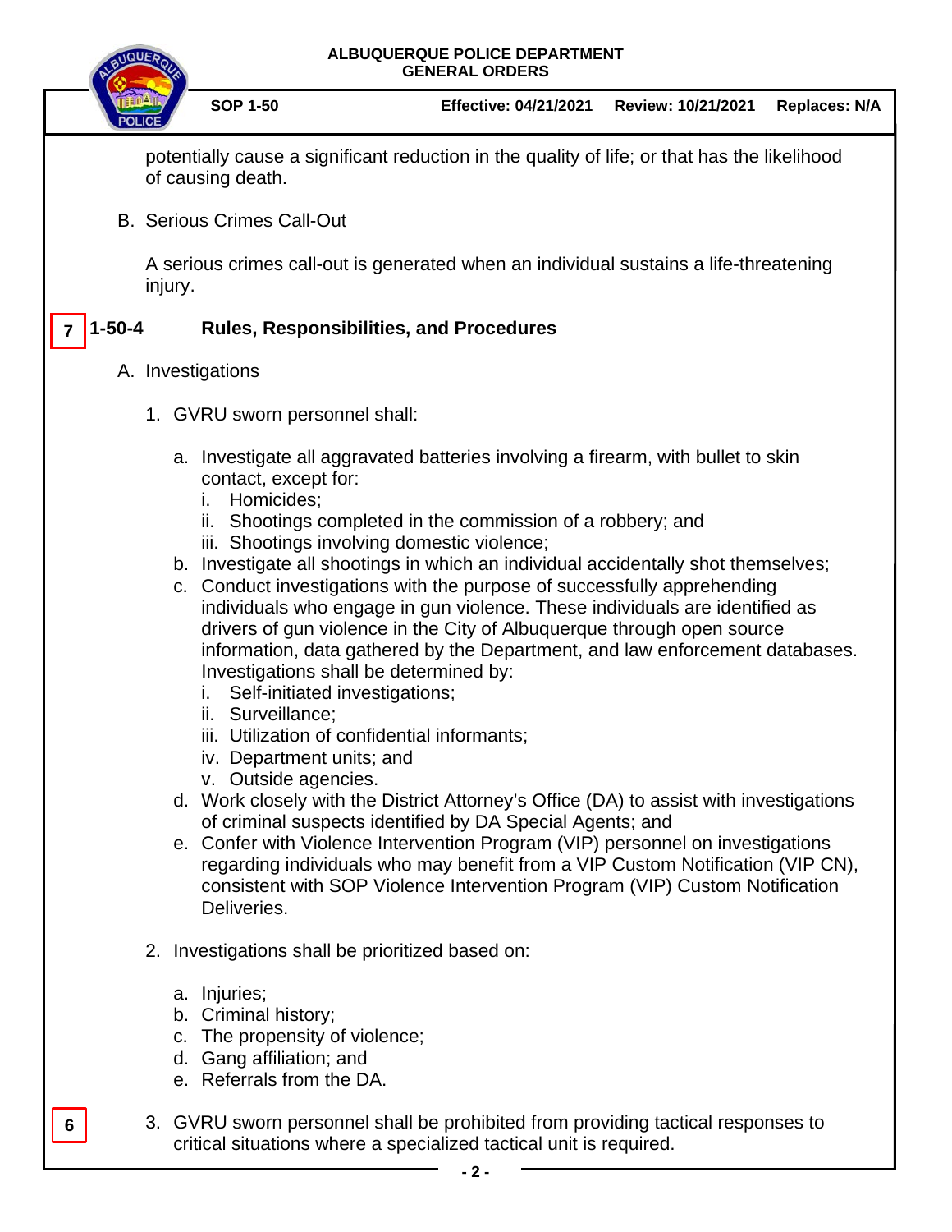potentially cause a significant reduction in the quality of life; or that has the likelihood of causing death.

B. Serious Crimes Call-Out

A serious crimes call-out is generated when an individual sustains a life-threatening injury.

7

## 1-50-4 Rules, Responsibilities, and Procedures

A. Investigations

1. GVRU sworn personnel shall:

   a. Investigate all aggravated batteries involving a firearm, with bullet to skin contact, except for:
      i. Homicides;
      ii. Shootings completed in the commission of a robbery; and
      iii. Shootings involving domestic violence;

   b. Investigate all shootings in which an individual accidentally shot themselves;

   c. Conduct investigations with the purpose of successfully apprehending individuals who engage in gun violence. These individuals are identified as drivers of gun violence in the City of Albuquerque through open source information, data gathered by the Department, and law enforcement databases. Investigations shall be determined by:
      i. Self-initiated investigations;
      ii. Surveillance;
      iii. Utilization of confidential informants;
      iv. Department units; and
      v. Outside agencies.

   d. Work closely with the District Attorney's Office (DA) to assist with investigations of criminal suspects identified by DA Special Agents; and

   e. Confer with Violence Intervention Program (VIP) personnel on investigations regarding individuals who may benefit from a VIP Custom Notification (VIP CN), consistent with SOP Violence Intervention Program (VIP) Custom Notification Deliveries.

2. Investigations shall be prioritized based on:

   a. Injuries;
   b. Criminal history;
   c. The propensity of violence;
   d. Gang affiliation; and
   e. Referrals from the DA.

6

3. GVRU sworn personnel shall be prohibited from providing tactical responses to critical situations where a specialized tactical unit is required.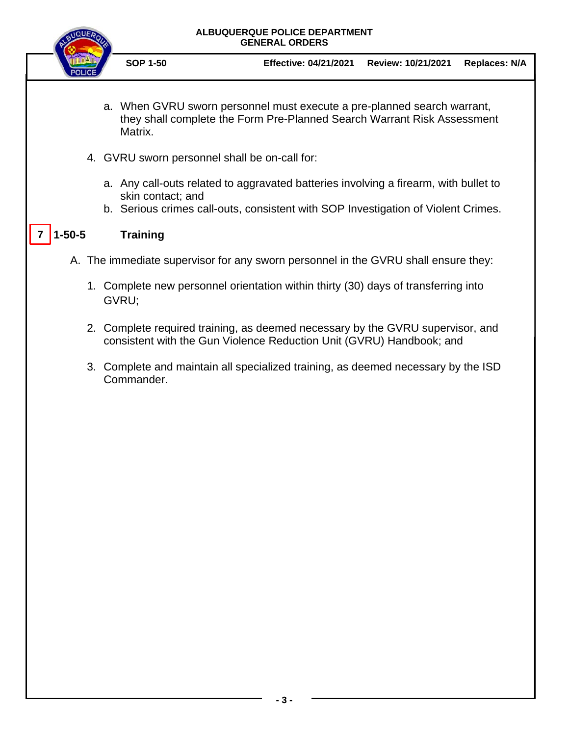a. When GVRU sworn personnel must execute a pre-planned search warrant, they shall complete the Form Pre-Planned Search Warrant Risk Assessment Matrix.

4. GVRU sworn personnel shall be on-call for:

   a. Any call-outs related to aggravated batteries involving a firearm, with bullet to skin contact; and
   b. Serious crimes call-outs, consistent with SOP Investigation of Violent Crimes.

## 7 | 1-50-5 Training

A. The immediate supervisor for any sworn personnel in the GVRU shall ensure they:

   1. Complete new personnel orientation within thirty (30) days of transferring into GVRU;

   2. Complete required training, as deemed necessary by the GVRU supervisor, and consistent with the Gun Violence Reduction Unit (GVRU) Handbook; and

   3. Complete and maintain all specialized training, as deemed necessary by the ISD Commander.